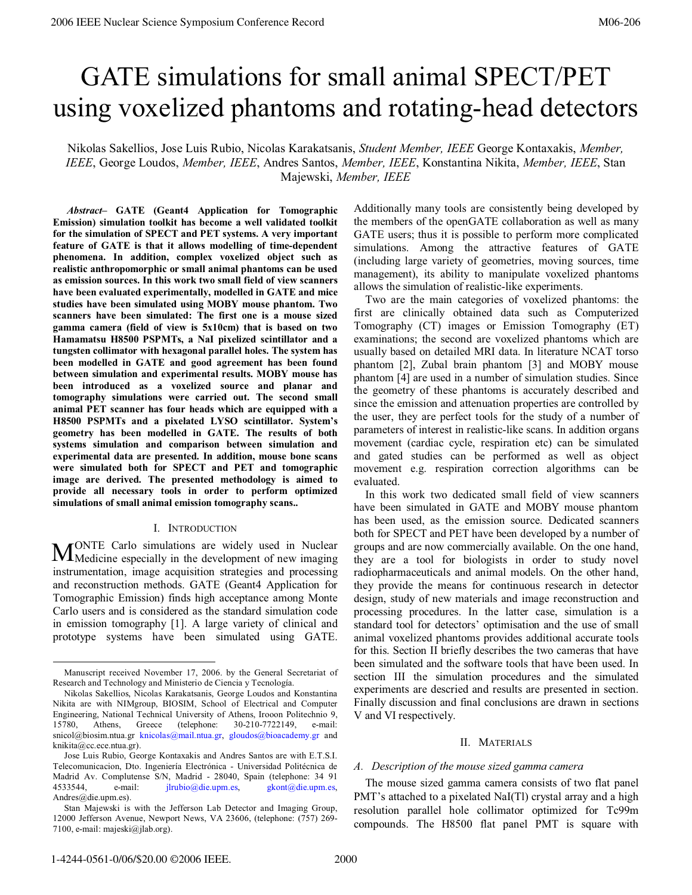# GATE simulations for small animal SPECT/PET using voxelized phantoms and rotating-head detectors

Nikolas Sakellios, Jose Luis Rubio, Nicolas Karakatsanis, *Student Member, IEEE* George Kontaxakis, *Member, IEEE*, George Loudos, *Member, IEEE*, Andres Santos, *Member, IEEE*, Konstantina Nikita, *Member, IEEE*, Stan Majewski, *Member, IEEE*

***Abstract*– GATE (Geant4 Application for Tomographic Emission) simulation toolkit has become a well validated toolkit for the simulation of SPECT and PET systems. A very important feature of GATE is that it allows modelling of time-dependent phenomena. In addition, complex voxelized object such as realistic anthropomorphic or small animal phantoms can be used as emission sources. In this work two small field of view scanners have been evaluated experimentally, modelled in GATE and mice studies have been simulated using MOBY mouse phantom. Two scanners have been simulated: The first one is a mouse sized gamma camera (field of view is 5x10cm) that is based on two Hamamatsu H8500 PSPMTs, a NaI pixelized scintillator and a tungsten collimator with hexagonal parallel holes. The system has been modelled in GATE and good agreement has been found between simulation and experimental results. MOBY mouse has been introduced as a voxelized source and planar and tomography simulations were carried out. The second small animal PET scanner has four heads which are equipped with a H8500 PSPMTs and a pixelated LYSO scintillator. System's geometry has been modelled in GATE. The results of both systems simulation and comparison between simulation and experimental data are presented. In addition, mouse bone scans were simulated both for SPECT and PET and tomographic image are derived. The presented methodology is aimed to provide all necessary tools in order to perform optimized simulations of small animal emission tomography scans..**

## I. Introduction

MONTE Carlo simulations are widely used in Nuclear Medicine especially in the development of new imaging instrumentation, image acquisition strategies and processing and reconstruction methods. GATE (Geant4 Application for Tomographic Emission) finds high acceptance among Monte Carlo users and is considered as the standard simulation code in emission tomography [1]. A large variety of clinical and prototype systems have been simulated using GATE. Additionally many tools are consistently being developed by the members of the openGATE collaboration as well as many GATE users; thus it is possible to perform more complicated simulations. Among the attractive features of GATE (including large variety of geometries, moving sources, time management), its ability to manipulate voxelized phantoms allows the simulation of realistic-like experiments.

Two are the main categories of voxelized phantoms: the first are clinically obtained data such as Computerized Tomography (CT) images or Emission Tomography (ET) examinations; the second are voxelized phantoms which are usually based on detailed MRI data. In literature NCAT torso phantom [2], Zubal brain phantom [3] and MOBY mouse phantom [4] are used in a number of simulation studies. Since the geometry of these phantoms is accurately described and since the emission and attenuation properties are controlled by the user, they are perfect tools for the study of a number of parameters of interest in realistic-like scans. In addition organs movement (cardiac cycle, respiration etc) can be simulated and gated studies can be performed as well as object movement e.g. respiration correction algorithms can be evaluated.

In this work two dedicated small field of view scanners have been simulated in GATE and MOBY mouse phantom has been used, as the emission source. Dedicated scanners both for SPECT and PET have been developed by a number of groups and are now commercially available. On the one hand, they are a tool for biologists in order to study novel radiopharmaceuticals and animal models. On the other hand, they provide the means for continuous research in detector design, study of new materials and image reconstruction and processing procedures. In the latter case, simulation is a standard tool for detectors' optimisation and the use of small animal voxelized phantoms provides additional accurate tools for this. Section II briefly describes the two cameras that have been simulated and the software tools that have been used. In section III the simulation procedures and the simulated experiments are descried and results are presented in section. Finally discussion and final conclusions are drawn in sections V and VI respectively.

## II. Materials

### A. Description of the mouse sized gamma camera

The mouse sized gamma camera consists of two flat panel PMT's attached to a pixelated NaI(Tl) crystal array and a high resolution parallel hole collimator optimized for Tc99m compounds. The H8500 flat panel PMT is square with

---

Manuscript received November 17, 2006. by the General Secretariat of Research and Technology and Ministerio de Ciencia y Tecnología.

Nikolas Sakellios, Nicolas Karakatsanis, George Loudos and Konstantina Nikita are with NIMgroup, BIOSIM, School of Electrical and Computer Engineering, National Technical University of Athens, Irooon Politechnio 9, 15780, Athens, Greece (telephone: 30-210-7722149, e-mail: snicol@biosim.ntua.gr knicolas@mail.ntua.gr, gloudos@bioacademy.gr and knikita@cc.ece.ntua.gr).

Jose Luis Rubio, George Kontaxakis and Andres Santos are with E.T.S.I. Telecomunicacion, Dto. Ingeniería Electrónica - Universidad Politécnica de Madrid Av. Complutense S/N, Madrid - 28040, Spain (telephone: 34 91 4533544, e-mail: jlrubio@die.upm.es, gkont@die.upm.es, Andres@die.upm.es).

Stan Majewski is with the Jefferson Lab Detector and Imaging Group, 12000 Jefferson Avenue, Newport News, VA 23606, (telephone: (757) 269-7100, e-mail: majeski@jlab.org).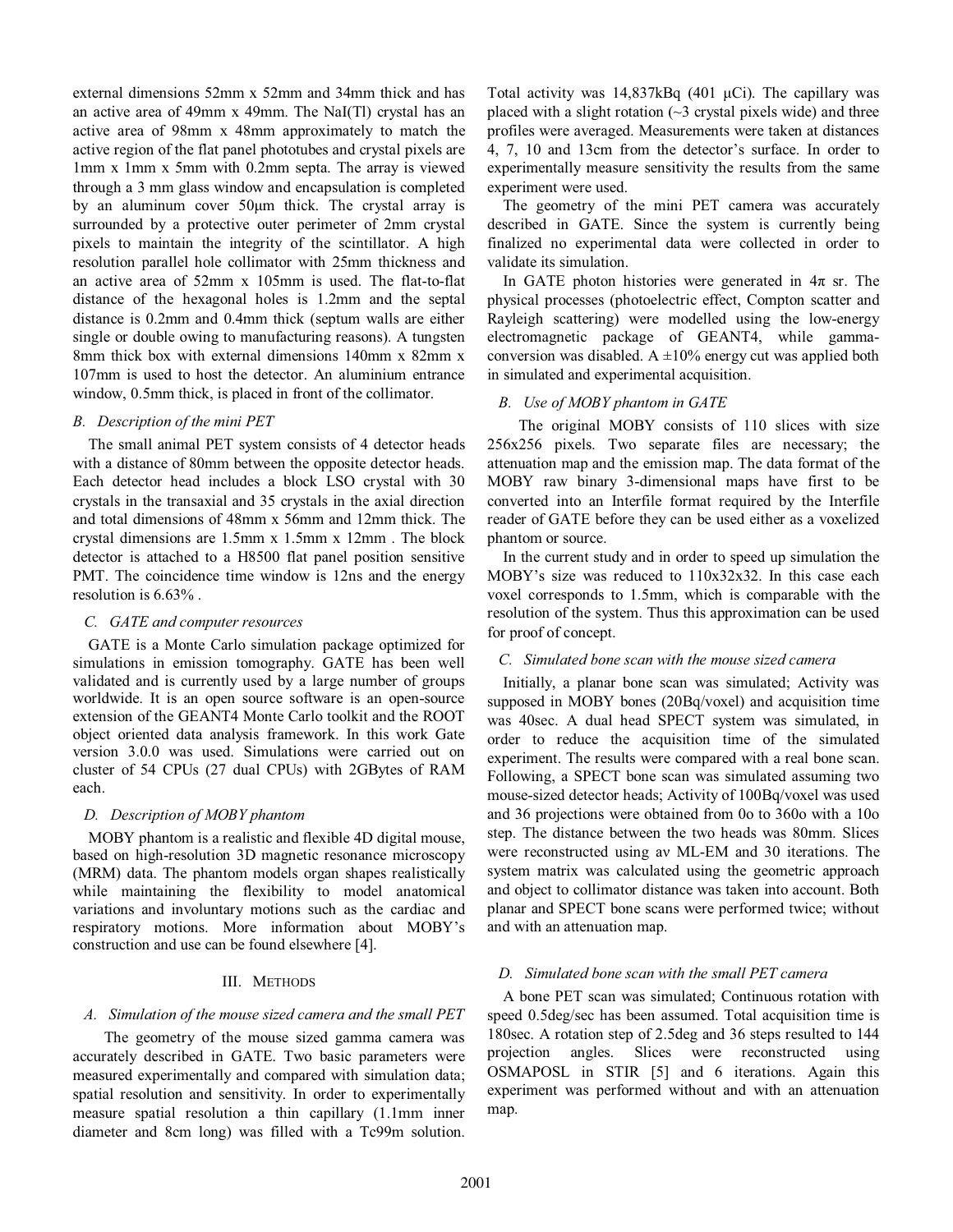external dimensions 52mm x 52mm and 34mm thick and has an active area of 49mm x 49mm. The NaI(Tl) crystal has an active area of 98mm x 48mm approximately to match the active region of the flat panel phototubes and crystal pixels are 1mm x 1mm x 5mm with 0.2mm septa. The array is viewed through a 3 mm glass window and encapsulation is completed by an aluminum cover 50μm thick. The crystal array is surrounded by a protective outer perimeter of 2mm crystal pixels to maintain the integrity of the scintillator. A high resolution parallel hole collimator with 25mm thickness and an active area of 52mm x 105mm is used. The flat-to-flat distance of the hexagonal holes is 1.2mm and the septal distance is 0.2mm and 0.4mm thick (septum walls are either single or double owing to manufacturing reasons). A tungsten 8mm thick box with external dimensions 140mm x 82mm x 107mm is used to host the detector. An aluminium entrance window, 0.5mm thick, is placed in front of the collimator.

### *B. Description of the mini PET*

The small animal PET system consists of 4 detector heads with a distance of 80mm between the opposite detector heads. Each detector head includes a block LSO crystal with 30 crystals in the transaxial and 35 crystals in the axial direction and total dimensions of 48mm x 56mm and 12mm thick. The crystal dimensions are 1.5mm x 1.5mm x 12mm . The block detector is attached to a H8500 flat panel position sensitive PMT. The coincidence time window is 12ns and the energy resolution is 6.63% .

### *C. GATE and computer resources*

GATE is a Monte Carlo simulation package optimized for simulations in emission tomography. GATE has been well validated and is currently used by a large number of groups worldwide. It is an open source software is an open-source extension of the GEANT4 Monte Carlo toolkit and the ROOT object oriented data analysis framework. In this work Gate version 3.0.0 was used. Simulations were carried out on cluster of 54 CPUs (27 dual CPUs) with 2GBytes of RAM each.

### *D. Description of MOBY phantom*

MOBY phantom is a realistic and flexible 4D digital mouse, based on high-resolution 3D magnetic resonance microscopy (MRM) data. The phantom models organ shapes realistically while maintaining the flexibility to model anatomical variations and involuntary motions such as the cardiac and respiratory motions. More information about MOBY's construction and use can be found elsewhere [4].

## III. Methods

### *A. Simulation of the mouse sized camera and the small PET*

The geometry of the mouse sized gamma camera was accurately described in GATE. Two basic parameters were measured experimentally and compared with simulation data; spatial resolution and sensitivity. In order to experimentally measure spatial resolution a thin capillary (1.1mm inner diameter and 8cm long) was filled with a Tc99m solution. Total activity was 14,837kBq (401 μCi). The capillary was placed with a slight rotation (~3 crystal pixels wide) and three profiles were averaged. Measurements were taken at distances 4, 7, 10 and 13cm from the detector's surface. In order to experimentally measure sensitivity the results from the same experiment were used.

The geometry of the mini PET camera was accurately described in GATE. Since the system is currently being finalized no experimental data were collected in order to validate its simulation.

In GATE photon histories were generated in 4π sr. The physical processes (photoelectric effect, Compton scatter and Rayleigh scattering) were modelled using the low-energy electromagnetic package of GEANT4, while gamma-conversion was disabled. A ±10% energy cut was applied both in simulated and experimental acquisition.

### *B. Use of MOBY phantom in GATE*

The original MOBY consists of 110 slices with size 256x256 pixels. Two separate files are necessary; the attenuation map and the emission map. The data format of the MOBY raw binary 3-dimensional maps have first to be converted into an Interfile format required by the Interfile reader of GATE before they can be used either as a voxelized phantom or source.

In the current study and in order to speed up simulation the MOBY's size was reduced to 110x32x32. In this case each voxel corresponds to 1.5mm, which is comparable with the resolution of the system. Thus this approximation can be used for proof of concept.

### *C. Simulated bone scan with the mouse sized camera*

Initially, a planar bone scan was simulated; Activity was supposed in MOBY bones (20Bq/voxel) and acquisition time was 40sec. A dual head SPECT system was simulated, in order to reduce the acquisition time of the simulated experiment. The results were compared with a real bone scan. Following, a SPECT bone scan was simulated assuming two mouse-sized detector heads; Activity of 100Bq/voxel was used and 36 projections were obtained from 0o to 360o with a 10o step. The distance between the two heads was 80mm. Slices were reconstructed using av ML-EM and 30 iterations. The system matrix was calculated using the geometric approach and object to collimator distance was taken into account. Both planar and SPECT bone scans were performed twice; without and with an attenuation map.

### *D. Simulated bone scan with the small PET camera*

A bone PET scan was simulated; Continuous rotation with speed 0.5deg/sec has been assumed. Total acquisition time is 180sec. A rotation step of 2.5deg and 36 steps resulted to 144 projection angles. Slices were reconstructed using OSMAPOSL in STIR [5] and 6 iterations. Again this experiment was performed without and with an attenuation map.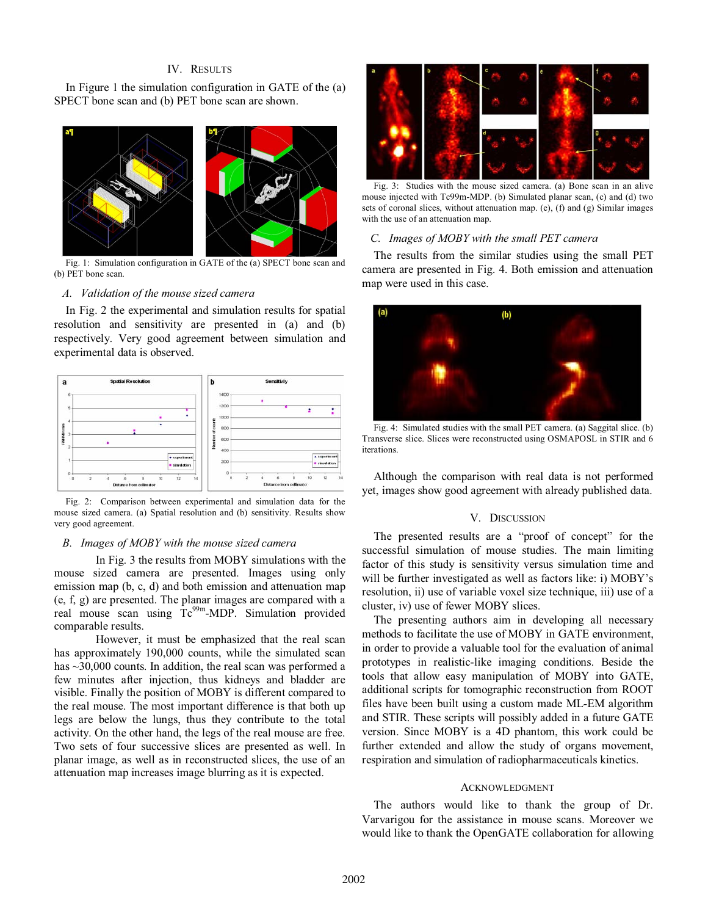## IV. Results

In Figure 1 the simulation configuration in GATE of the (a) SPECT bone scan and (b) PET bone scan are shown.

Fig. 1: Simulation configuration in GATE of the (a) SPECT bone scan and (b) PET bone scan.

### A. Validation of the mouse sized camera

In Fig. 2 the experimental and simulation results for spatial resolution and sensitivity are presented in (a) and (b) respectively. Very good agreement between simulation and experimental data is observed.

Fig. 2: Comparison between experimental and simulation data for the mouse sized camera. (a) Spatial resolution and (b) sensitivity. Results show very good agreement.

### B. Images of MOBY with the mouse sized camera

In Fig. 3 the results from MOBY simulations with the mouse sized camera are presented. Images using only emission map (b, c, d) and both emission and attenuation map (e, f, g) are presented. The planar images are compared with a real mouse scan using $Tc^{99m}$-MDP. Simulation provided comparable results.

However, it must be emphasized that the real scan has approximately 190,000 counts, while the simulated scan has ~30,000 counts. In addition, the real scan was performed a few minutes after injection, thus kidneys and bladder are visible. Finally the position of MOBY is different compared to the real mouse. The most important difference is that both up legs are below the lungs, thus they contribute to the total activity. On the other hand, the legs of the real mouse are free. Two sets of four successive slices are presented as well. In planar image, as well as in reconstructed slices, the use of an attenuation map increases image blurring as it is expected.

Fig. 3: Studies with the mouse sized camera. (a) Bone scan in an alive mouse injected with Tc99m-MDP. (b) Simulated planar scan, (c) and (d) two sets of coronal slices, without attenuation map. (e), (f) and (g) Similar images with the use of an attenuation map.

### C. Images of MOBY with the small PET camera

The results from the similar studies using the small PET camera are presented in Fig. 4. Both emission and attenuation map were used in this case.

Fig. 4: Simulated studies with the small PET camera. (a) Saggital slice. (b) Transverse slice. Slices were reconstructed using OSMAPOSL in STIR and 6 iterations.

Although the comparison with real data is not performed yet, images show good agreement with already published data.

## V. Discussion

The presented results are a "proof of concept" for the successful simulation of mouse studies. The main limiting factor of this study is sensitivity versus simulation time and will be further investigated as well as factors like: i) MOBY's resolution, ii) use of variable voxel size technique, iii) use of a cluster, iv) use of fewer MOBY slices.

The presenting authors aim in developing all necessary methods to facilitate the use of MOBY in GATE environment, in order to provide a valuable tool for the evaluation of animal prototypes in realistic-like imaging conditions. Beside the tools that allow easy manipulation of MOBY into GATE, additional scripts for tomographic reconstruction from ROOT files have been built using a custom made ML-EM algorithm and STIR. These scripts will possibly added in a future GATE version. Since MOBY is a 4D phantom, this work could be further extended and allow the study of organs movement, respiration and simulation of radiopharmaceuticals kinetics.

## Acknowledgment

The authors would like to thank the group of Dr. Varvarigou for the assistance in mouse scans. Moreover we would like to thank the OpenGATE collaboration for allowing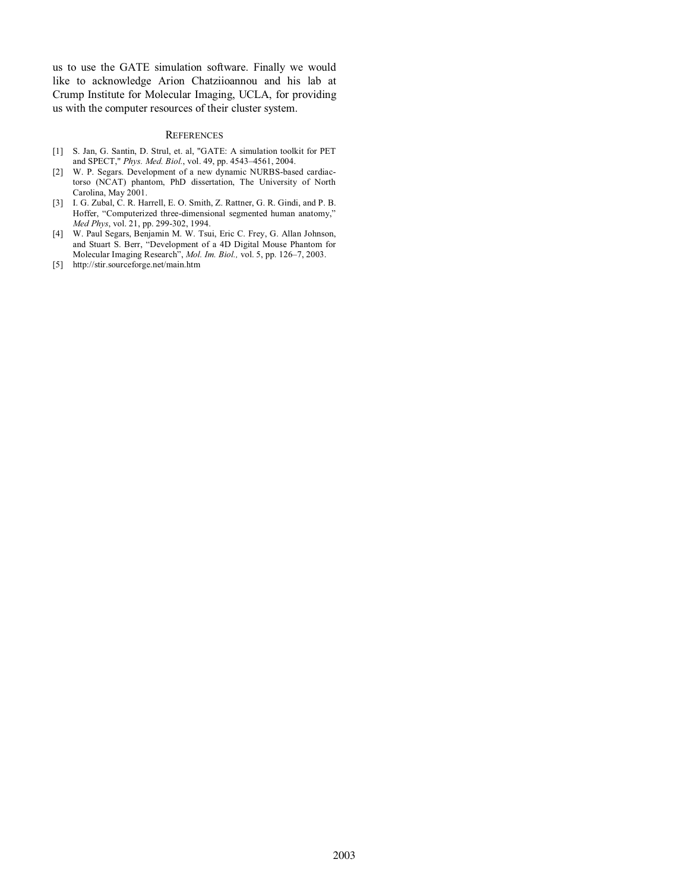us to use the GATE simulation software. Finally we would like to acknowledge Arion Chatziioannou and his lab at Crump Institute for Molecular Imaging, UCLA, for providing us with the computer resources of their cluster system.

## References

[1] S. Jan, G. Santin, D. Strul, et. al, "GATE: A simulation toolkit for PET and SPECT," *Phys. Med. Biol.*, vol. 49, pp. 4543–4561, 2004.

[2] W. P. Segars. Development of a new dynamic NURBS-based cardiac-torso (NCAT) phantom, PhD dissertation, The University of North Carolina, May 2001.

[3] I. G. Zubal, C. R. Harrell, E. O. Smith, Z. Rattner, G. R. Gindi, and P. B. Hoffer, "Computerized three-dimensional segmented human anatomy," *Med Phys*, vol. 21, pp. 299-302, 1994.

[4] W. Paul Segars, Benjamin M. W. Tsui, Eric C. Frey, G. Allan Johnson, and Stuart S. Berr, "Development of a 4D Digital Mouse Phantom for Molecular Imaging Research", *Mol. Im. Biol.,* vol. 5, pp. 126–7, 2003.

[5] http://stir.sourceforge.net/main.htm